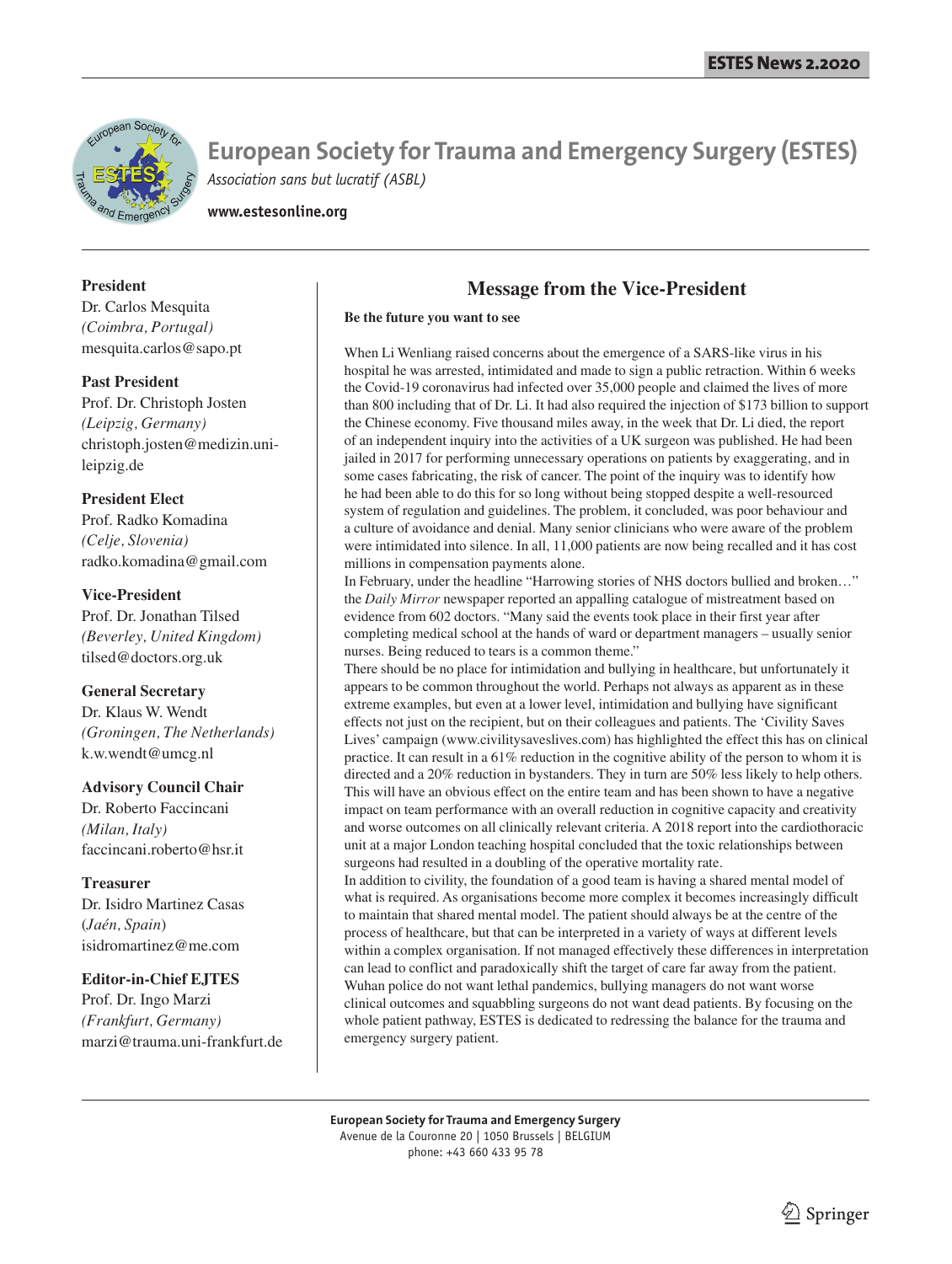# European Society for Trauma and Emergency Surgery (ESTES)

*Association sans but lucratif (ASBL)*

**www.estesonline.org**

**President**
Dr. Carlos Mesquita
*(Coimbra, Portugal)*
mesquita.carlos@sapo.pt

**Past President**
Prof. Dr. Christoph Josten
*(Leipzig, Germany)*
christoph.josten@medizin.uni-leipzig.de

**President Elect**
Prof. Radko Komadina
*(Celje, Slovenia)*
radko.komadina@gmail.com

**Vice-President**
Prof. Dr. Jonathan Tilsed
*(Beverley, United Kingdom)*
tilsed@doctors.org.uk

**General Secretary**
Dr. Klaus W. Wendt
*(Groningen, The Netherlands)*
k.w.wendt@umcg.nl

**Advisory Council Chair**
Dr. Roberto Faccincani
*(Milan, Italy)*
faccincani.roberto@hsr.it

**Treasurer**
Dr. Isidro Martinez Casas
(*Jaén, Spain*)
isidromartinez@me.com

**Editor-in-Chief EJTES**
Prof. Dr. Ingo Marzi
*(Frankfurt, Germany)*
marzi@trauma.uni-frankfurt.de

## Message from the Vice-President

**Be the future you want to see**

When Li Wenliang raised concerns about the emergence of a SARS-like virus in his hospital he was arrested, intimidated and made to sign a public retraction. Within 6 weeks the Covid-19 coronavirus had infected over 35,000 people and claimed the lives of more than 800 including that of Dr. Li. It had also required the injection of $173 billion to support the Chinese economy. Five thousand miles away, in the week that Dr. Li died, the report of an independent inquiry into the activities of a UK surgeon was published. He had been jailed in 2017 for performing unnecessary operations on patients by exaggerating, and in some cases fabricating, the risk of cancer. The point of the inquiry was to identify how he had been able to do this for so long without being stopped despite a well-resourced system of regulation and guidelines. The problem, it concluded, was poor behaviour and a culture of avoidance and denial. Many senior clinicians who were aware of the problem were intimidated into silence. In all, 11,000 patients are now being recalled and it has cost millions in compensation payments alone.

In February, under the headline "Harrowing stories of NHS doctors bullied and broken…" the *Daily Mirror* newspaper reported an appalling catalogue of mistreatment based on evidence from 602 doctors. "Many said the events took place in their first year after completing medical school at the hands of ward or department managers – usually senior nurses. Being reduced to tears is a common theme."

There should be no place for intimidation and bullying in healthcare, but unfortunately it appears to be common throughout the world. Perhaps not always as apparent as in these extreme examples, but even at a lower level, intimidation and bullying have significant effects not just on the recipient, but on their colleagues and patients. The 'Civility Saves Lives' campaign (www.civilitysaveslives.com) has highlighted the effect this has on clinical practice. It can result in a 61% reduction in the cognitive ability of the person to whom it is directed and a 20% reduction in bystanders. They in turn are 50% less likely to help others. This will have an obvious effect on the entire team and has been shown to have a negative impact on team performance with an overall reduction in cognitive capacity and creativity and worse outcomes on all clinically relevant criteria. A 2018 report into the cardiothoracic unit at a major London teaching hospital concluded that the toxic relationships between surgeons had resulted in a doubling of the operative mortality rate.

In addition to civility, the foundation of a good team is having a shared mental model of what is required. As organisations become more complex it becomes increasingly difficult to maintain that shared mental model. The patient should always be at the centre of the process of healthcare, but that can be interpreted in a variety of ways at different levels within a complex organisation. If not managed effectively these differences in interpretation can lead to conflict and paradoxically shift the target of care far away from the patient. Wuhan police do not want lethal pandemics, bullying managers do not want worse clinical outcomes and squabbling surgeons do not want dead patients. By focusing on the whole patient pathway, ESTES is dedicated to redressing the balance for the trauma and emergency surgery patient.

**European Society for Trauma and Emergency Surgery**
Avenue de la Couronne 20 | 1050 Brussels | BELGIUM
phone: +43 660 433 95 78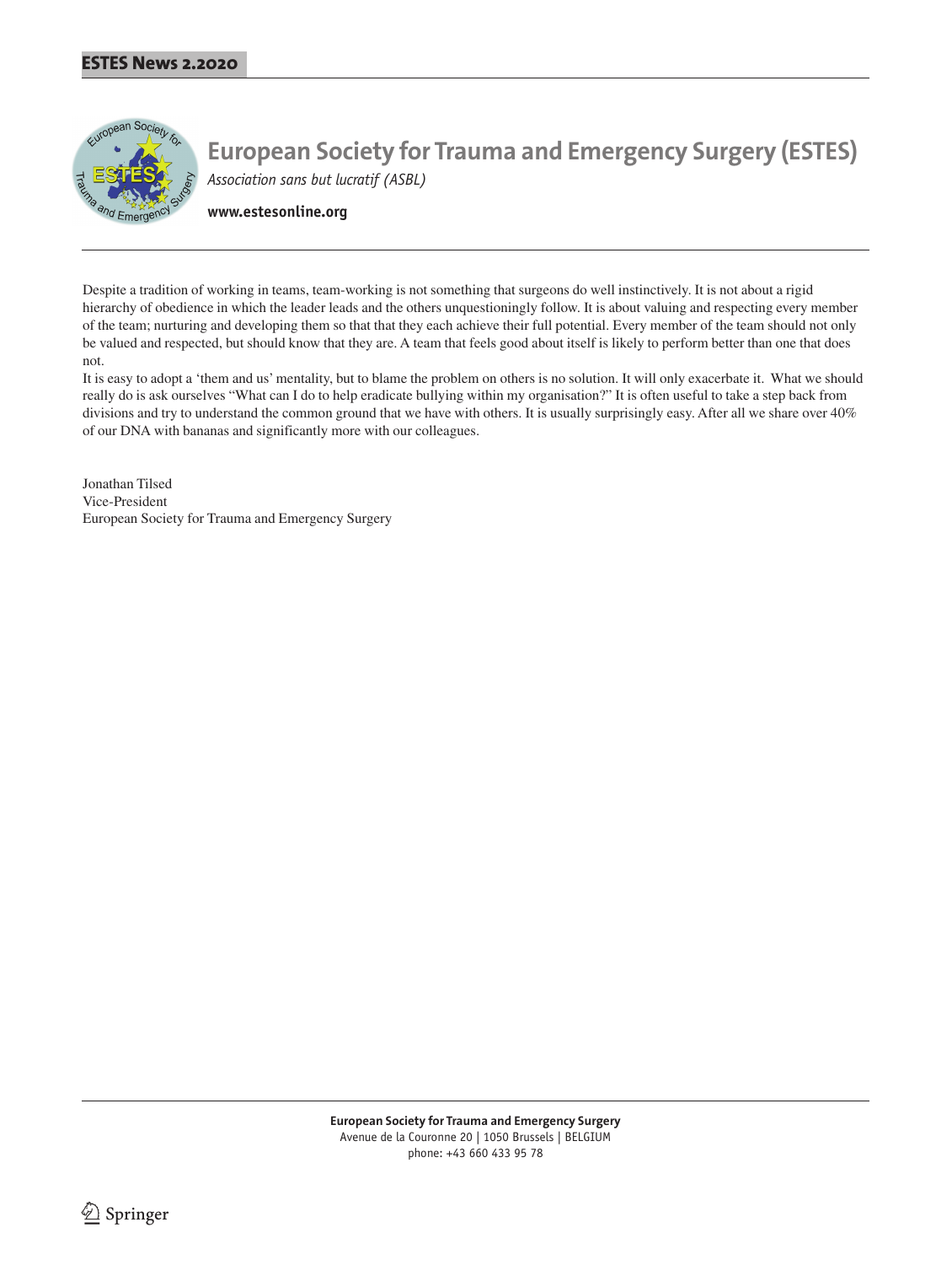# European Society for Trauma and Emergency Surgery (ESTES)

*Association sans but lucratif (ASBL)*

**www.estesonline.org**

Despite a tradition of working in teams, team-working is not something that surgeons do well instinctively. It is not about a rigid hierarchy of obedience in which the leader leads and the others unquestioningly follow. It is about valuing and respecting every member of the team; nurturing and developing them so that that they each achieve their full potential. Every member of the team should not only be valued and respected, but should know that they are. A team that feels good about itself is likely to perform better than one that does not.

It is easy to adopt a 'them and us' mentality, but to blame the problem on others is no solution. It will only exacerbate it. What we should really do is ask ourselves "What can I do to help eradicate bullying within my organisation?" It is often useful to take a step back from divisions and try to understand the common ground that we have with others. It is usually surprisingly easy. After all we share over 40% of our DNA with bananas and significantly more with our colleagues.

Jonathan Tilsed
Vice-President
European Society for Trauma and Emergency Surgery

**European Society for Trauma and Emergency Surgery**
Avenue de la Couronne 20 | 1050 Brussels | BELGIUM
phone: +43 660 433 95 78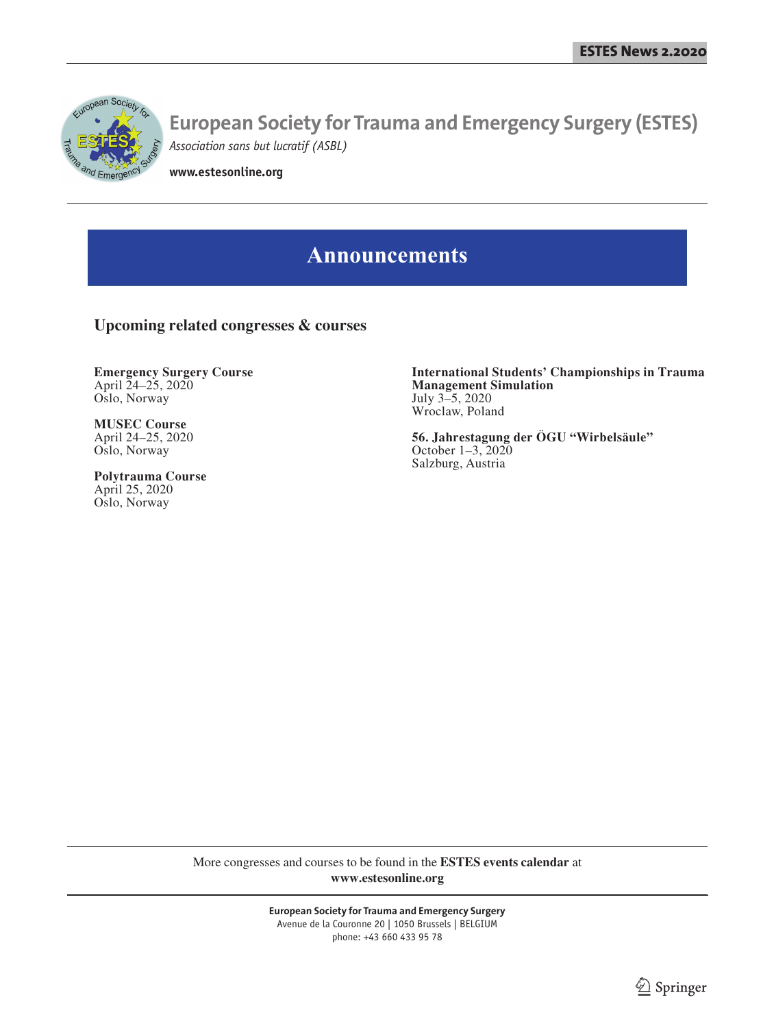# European Society for Trauma and Emergency Surgery (ESTES)

*Association sans but lucratif (ASBL)*

**www.estesonline.org**

## Announcements

### Upcoming related congresses & courses

**Emergency Surgery Course**
April 24–25, 2020
Oslo, Norway

**MUSEC Course**
April 24–25, 2020
Oslo, Norway

**Polytrauma Course**
April 25, 2020
Oslo, Norway

**International Students' Championships in Trauma Management Simulation**
July 3–5, 2020
Wroclaw, Poland

**56. Jahrestagung der ÖGU "Wirbelsäule"**
October 1–3, 2020
Salzburg, Austria

More congresses and courses to be found in the **ESTES events calendar** at **www.estesonline.org**

**European Society for Trauma and Emergency Surgery**
Avenue de la Couronne 20 | 1050 Brussels | BELGIUM
phone: +43 660 433 95 78